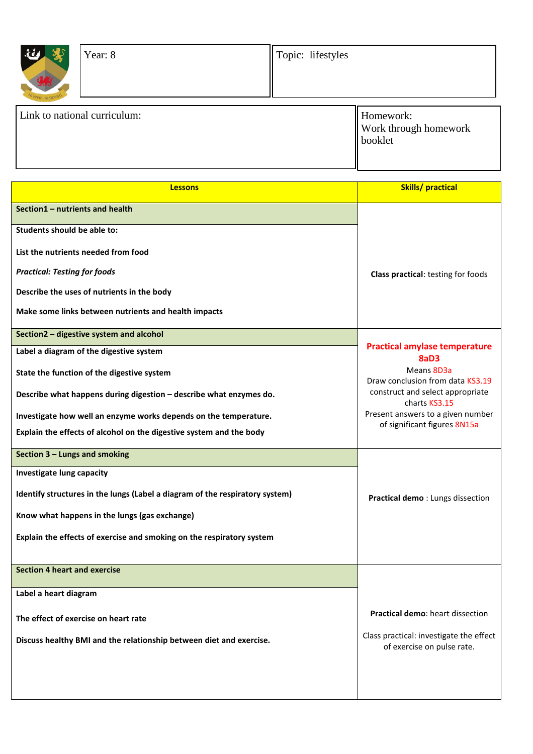| Year: 8 | Topic: lifestyles |
|---|---|

| Link to national curriculum: | Homework: Work through homework booklet |
|---|---|

| **Lessons** | **Skills/ practical** |
|---|---|
| **Section1 – nutrients and health** | |
| **Students should be able to:**<br><br>**List the nutrients needed from food**<br><br>***Practical: Testing for foods***<br><br>**Describe the uses of nutrients in the body**<br><br>**Make some links between nutrients and health impacts** | **Class practical**: testing for foods |
| **Section2 – digestive system and alcohol** | |
| **Label a diagram of the digestive system**<br><br>**State the function of the digestive system**<br><br>**Describe what happens during digestion – describe what enzymes do.**<br><br>**Investigate how well an enzyme works depends on the temperature.**<br><br>**Explain the effects of alcohol on the digestive system and the body** | **Practical amylase temperature 8aD3**<br>Means 8D3a<br>Draw conclusion from data KS3.19<br>construct and select appropriate charts KS3.15<br>Present answers to a given number of significant figures 8N15a |
| **Section 3 – Lungs and smoking** | |
| **Investigate lung capacity**<br><br>**Identify structures in the lungs (Label a diagram of the respiratory system)**<br><br>**Know what happens in the lungs (gas exchange)**<br><br>**Explain the effects of exercise and smoking on the respiratory system** | **Practical demo** : Lungs dissection |
| **Section 4 heart and exercise** | |
| **Label a heart diagram**<br><br>**The effect of exercise on heart rate**<br><br>**Discuss healthy BMI and the relationship between diet and exercise.** | **Practical demo**: heart dissection<br><br>Class practical: investigate the effect of exercise on pulse rate. |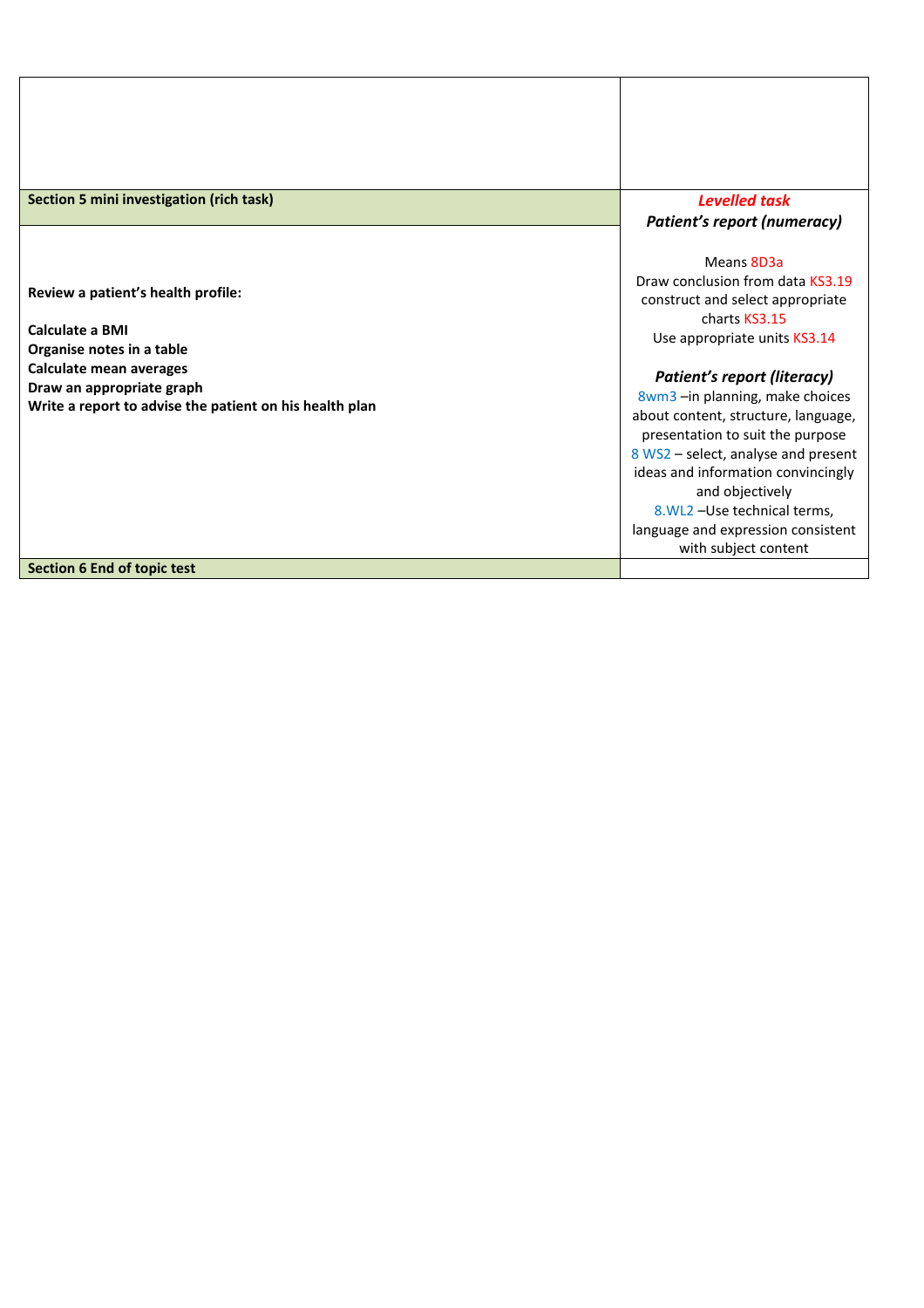| | |
|---|---|
| | |
| **Section 5 mini investigation (rich task)** | ***Levelled task*** <br> ***Patient's report (numeracy)*** <br><br> Means 8D3a <br> Draw conclusion from data KS3.19 <br> construct and select appropriate charts KS3.15 <br> Use appropriate units KS3.14 <br><br> ***Patient's report (literacy)*** <br> 8wm3 –in planning, make choices about content, structure, language, presentation to suit the purpose <br> 8 WS2 – select, analyse and present ideas and information convincingly and objectively <br> 8.WL2 –Use technical terms, language and expression consistent with subject content |
| **Review a patient's health profile:** <br><br> **Calculate a BMI** <br> **Organise notes in a table** <br> **Calculate mean averages** <br> **Draw an appropriate graph** <br> **Write a report to advise the patient on his health plan** | |
| **Section 6 End of topic test** | |